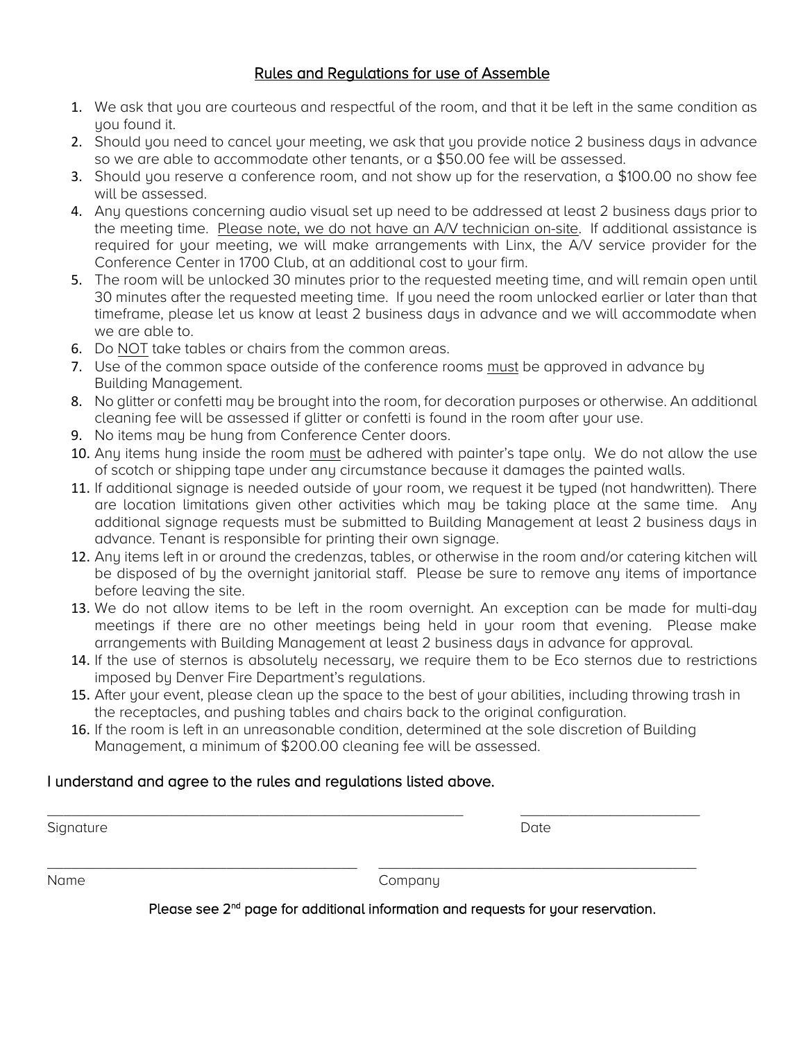# Rules and Regulations for use of Assemble

1. We ask that you are courteous and respectful of the room, and that it be left in the same condition as you found it.
2. Should you need to cancel your meeting, we ask that you provide notice 2 business days in advance so we are able to accommodate other tenants, or a $50.00 fee will be assessed.
3. Should you reserve a conference room, and not show up for the reservation, a $100.00 no show fee will be assessed.
4. Any questions concerning audio visual set up need to be addressed at least 2 business days prior to the meeting time. <u>Please note, we do not have an A/V technician on-site</u>. If additional assistance is required for your meeting, we will make arrangements with Linx, the A/V service provider for the Conference Center in 1700 Club, at an additional cost to your firm.
5. The room will be unlocked 30 minutes prior to the requested meeting time, and will remain open until 30 minutes after the requested meeting time. If you need the room unlocked earlier or later than that timeframe, please let us know at least 2 business days in advance and we will accommodate when we are able to.
6. Do <u>NOT</u> take tables or chairs from the common areas.
7. Use of the common space outside of the conference rooms <u>must</u> be approved in advance by Building Management.
8. No glitter or confetti may be brought into the room, for decoration purposes or otherwise. An additional cleaning fee will be assessed if glitter or confetti is found in the room after your use.
9. No items may be hung from Conference Center doors.
10. Any items hung inside the room <u>must</u> be adhered with painter's tape only. We do not allow the use of scotch or shipping tape under any circumstance because it damages the painted walls.
11. If additional signage is needed outside of your room, we request it be typed (not handwritten). There are location limitations given other activities which may be taking place at the same time. Any additional signage requests must be submitted to Building Management at least 2 business days in advance. Tenant is responsible for printing their own signage.
12. Any items left in or around the credenzas, tables, or otherwise in the room and/or catering kitchen will be disposed of by the overnight janitorial staff. Please be sure to remove any items of importance before leaving the site.
13. We do not allow items to be left in the room overnight. An exception can be made for multi-day meetings if there are no other meetings being held in your room that evening. Please make arrangements with Building Management at least 2 business days in advance for approval.
14. If the use of sternos is absolutely necessary, we require them to be Eco sternos due to restrictions imposed by Denver Fire Department's regulations.
15. After your event, please clean up the space to the best of your abilities, including throwing trash in the receptacles, and pushing tables and chairs back to the original configuration.
16. If the room is left in an unreasonable condition, determined at the sole discretion of Building Management, a minimum of $200.00 cleaning fee will be assessed.

I understand and agree to the rules and regulations listed above.

_______________________________________________ &nbsp;&nbsp;&nbsp;&nbsp; ____________________

Signature &nbsp;&nbsp;&nbsp;&nbsp; Date

___________________________________ &nbsp;&nbsp;&nbsp;&nbsp; ___________________________________

Name &nbsp;&nbsp;&nbsp;&nbsp; Company

Please see 2nd page for additional information and requests for your reservation.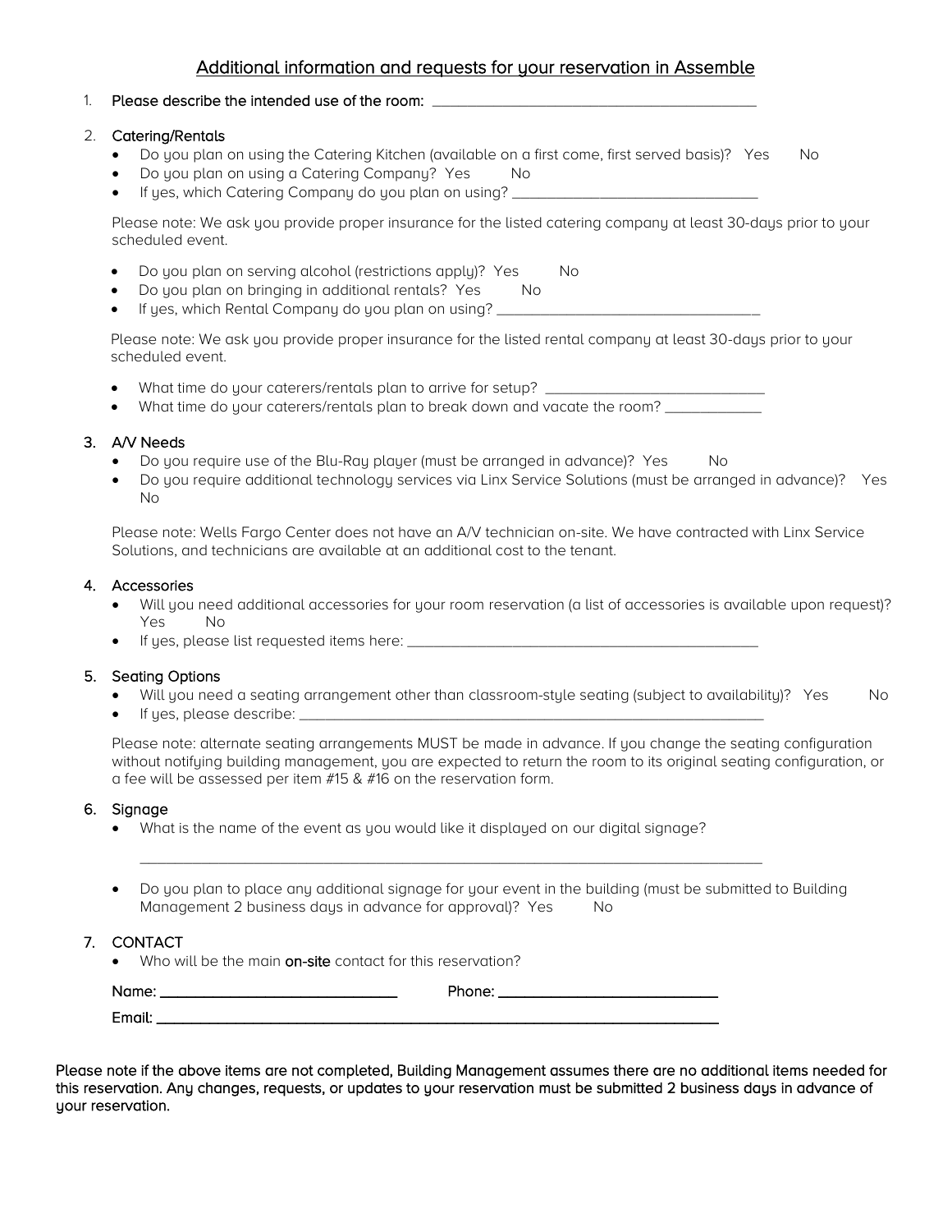## Additional information and requests for your reservation in Assemble

1. **Please describe the intended use of the room:** ___________________________________________

2. **Catering/Rentals**
   - Do you plan on using the Catering Kitchen (available on a first come, first served basis)? Yes No
   - Do you plan on using a Catering Company? Yes No
   - If yes, which Catering Company do you plan on using? ________________________________

   Please note: We ask you provide proper insurance for the listed catering company at least 30-days prior to your scheduled event.

   - Do you plan on serving alcohol (restrictions apply)? Yes No
   - Do you plan on bringing in additional rentals? Yes No
   - If yes, which Rental Company do you plan on using? __________________________________

   Please note: We ask you provide proper insurance for the listed rental company at least 30-days prior to your scheduled event.

   - What time do your caterers/rentals plan to arrive for setup? ____________________________
   - What time do your caterers/rentals plan to break down and vacate the room? ____________

3. **A/V Needs**
   - Do you require use of the Blu-Ray player (must be arranged in advance)? Yes No
   - Do you require additional technology services via Linx Service Solutions (must be arranged in advance)? Yes No

   Please note: Wells Fargo Center does not have an A/V technician on-site. We have contracted with Linx Service Solutions, and technicians are available at an additional cost to the tenant.

4. **Accessories**
   - Will you need additional accessories for your room reservation (a list of accessories is available upon request)? Yes No
   - If yes, please list requested items here: ______________________________________________

5. **Seating Options**
   - Will you need a seating arrangement other than classroom-style seating (subject to availability)? Yes No
   - If yes, please describe: ____________________________________________________________

   Please note: alternate seating arrangements MUST be made in advance. If you change the seating configuration without notifying building management, you are expected to return the room to its original seating configuration, or a fee will be assessed per item #15 & #16 on the reservation form.

6. **Signage**
   - What is the name of the event as you would like it displayed on our digital signage?

     ___________________________________________________________________________

   - Do you plan to place any additional signage for your event in the building (must be submitted to Building Management 2 business days in advance for approval)? Yes No

7. **CONTACT**
   - Who will be the main **on-site** contact for this reservation?

   Name: ____________________________ Phone: ___________________________

   Email: _________________________________________________________________

**Please note if the above items are not completed, Building Management assumes there are no additional items needed for this reservation. Any changes, requests, or updates to your reservation must be submitted 2 business days in advance of your reservation.**